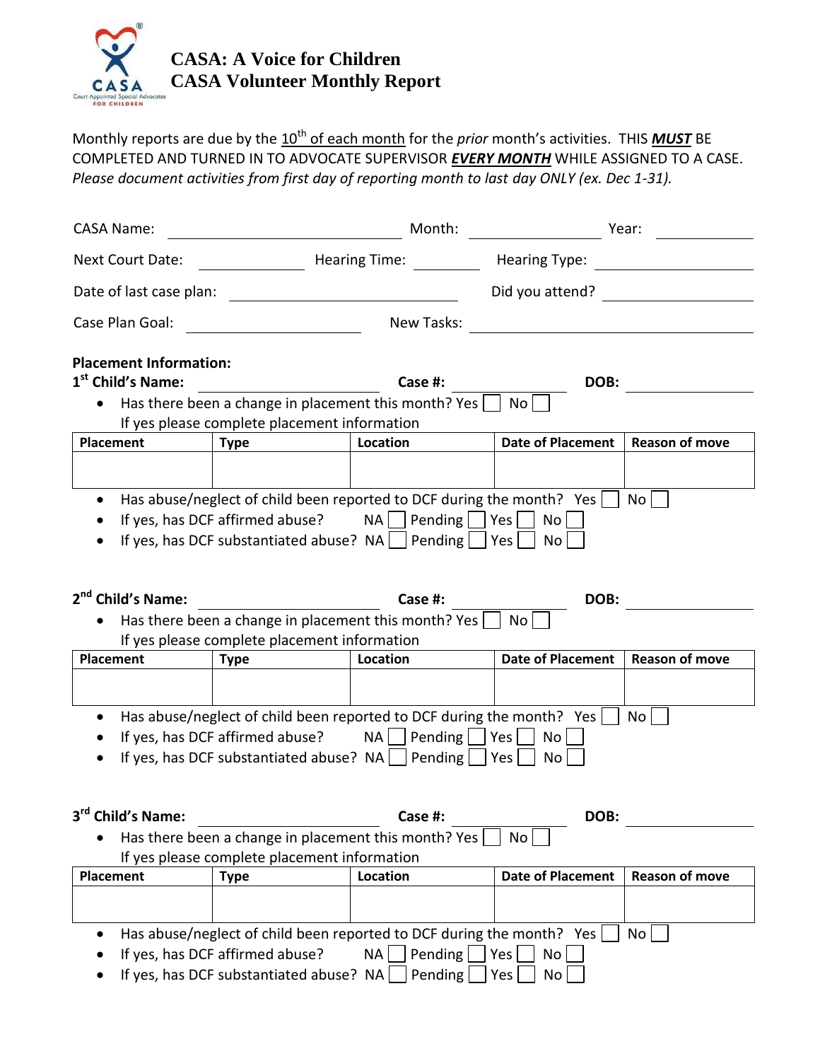# CASA: A Voice for Children
## CASA Volunteer Monthly Report

Monthly reports are due by the 10th of each month for the *prior* month's activities. THIS ***MUST*** BE COMPLETED AND TURNED IN TO ADVOCATE SUPERVISOR ***EVERY MONTH*** WHILE ASSIGNED TO A CASE. *Please document activities from first day of reporting month to last day ONLY (ex. Dec 1-31).*

CASA Name: ______________________ Month: ______________ Year: __________

Next Court Date: ____________ Hearing Time: ________ Hearing Type: __________________

Date of last case plan: __________________________ Did you attend? ______________

Case Plan Goal: ________________ New Tasks: ______________________________

**Placement Information:**

**1st Child's Name:** ____________________ **Case #:** ____________ **DOB:** ______________

- Has there been a change in placement this month? Yes ☐ No ☐
  If yes please complete placement information

| Placement | Type | Location | Date of Placement | Reason of move |
|---|---|---|---|---|
| | | | | |

- Has abuse/neglect of child been reported to DCF during the month? Yes ☐ No ☐
- If yes, has DCF affirmed abuse? NA ☐ Pending ☐ Yes ☐ No ☐
- If yes, has DCF substantiated abuse? NA ☐ Pending ☐ Yes ☐ No ☐

**2nd Child's Name:** ____________________ **Case #:** ____________ **DOB:** ______________

- Has there been a change in placement this month? Yes ☐ No ☐
  If yes please complete placement information

| Placement | Type | Location | Date of Placement | Reason of move |
|---|---|---|---|---|
| | | | | |

- Has abuse/neglect of child been reported to DCF during the month? Yes ☐ No ☐
- If yes, has DCF affirmed abuse? NA ☐ Pending ☐ Yes ☐ No ☐
- If yes, has DCF substantiated abuse? NA ☐ Pending ☐ Yes ☐ No ☐

**3rd Child's Name:** ____________________ **Case #:** ____________ **DOB:** ______________

- Has there been a change in placement this month? Yes ☐ No ☐
  If yes please complete placement information

| Placement | Type | Location | Date of Placement | Reason of move |
|---|---|---|---|---|
| | | | | |

- Has abuse/neglect of child been reported to DCF during the month? Yes ☐ No ☐
- If yes, has DCF affirmed abuse? NA ☐ Pending ☐ Yes ☐ No ☐
- If yes, has DCF substantiated abuse? NA ☐ Pending ☐ Yes ☐ No ☐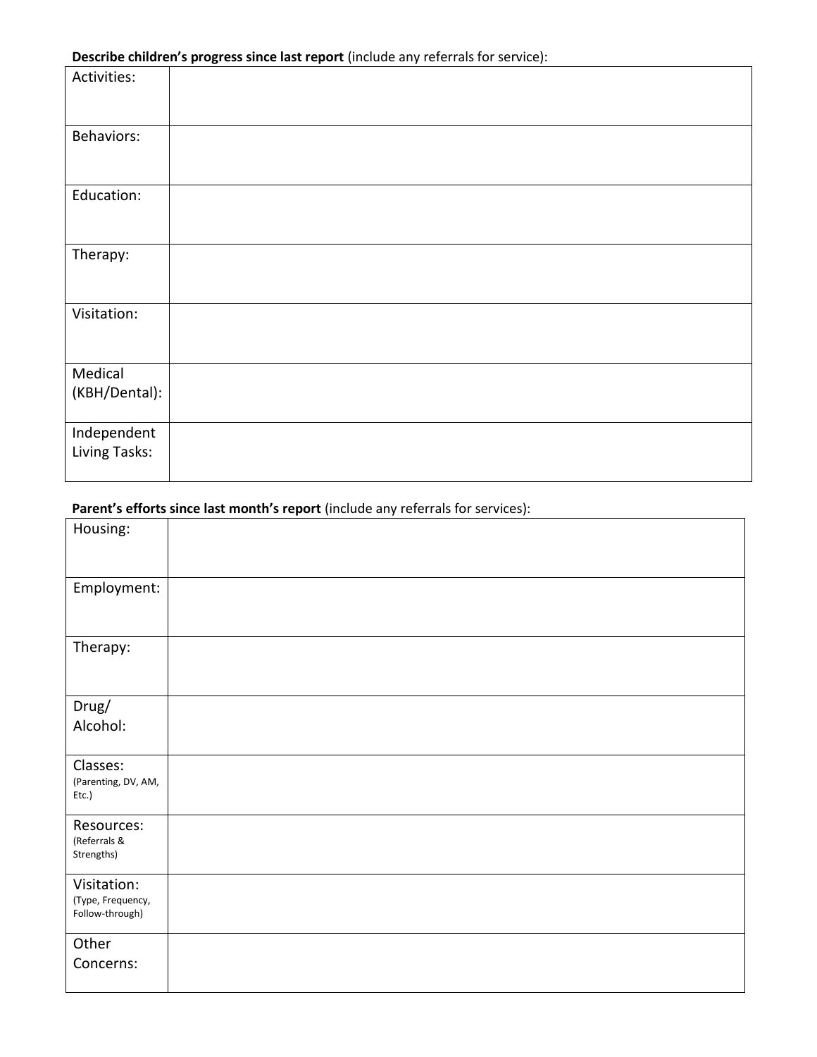**Describe children's progress since last report** (include any referrals for service):

| | |
|---|---|
| Activities: | |
| Behaviors: | |
| Education: | |
| Therapy: | |
| Visitation: | |
| Medical (KBH/Dental): | |
| Independent Living Tasks: | |

**Parent's efforts since last month's report** (include any referrals for services):

| | |
|---|---|
| Housing: | |
| Employment: | |
| Therapy: | |
| Drug/ Alcohol: | |
| Classes: (Parenting, DV, AM, Etc.) | |
| Resources: (Referrals & Strengths) | |
| Visitation: (Type, Frequency, Follow-through) | |
| Other Concerns: | |